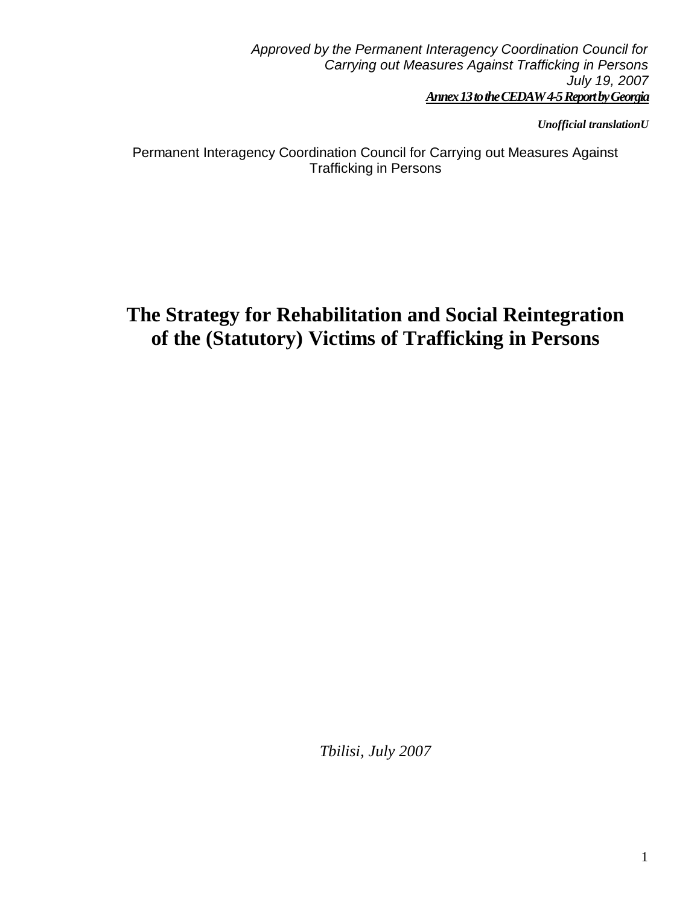*Approved by the Permanent Interagency Coordination Council for Carrying out Measures Against Trafficking in Persons*
*July 19, 2007*
***Annex 13 to the CEDAW 4-5 Report by Georgia***

***Unofficial translationU***

Permanent Interagency Coordination Council for Carrying out Measures Against Trafficking in Persons

# The Strategy for Rehabilitation and Social Reintegration of the (Statutory) Victims of Trafficking in Persons

*Tbilisi, July 2007*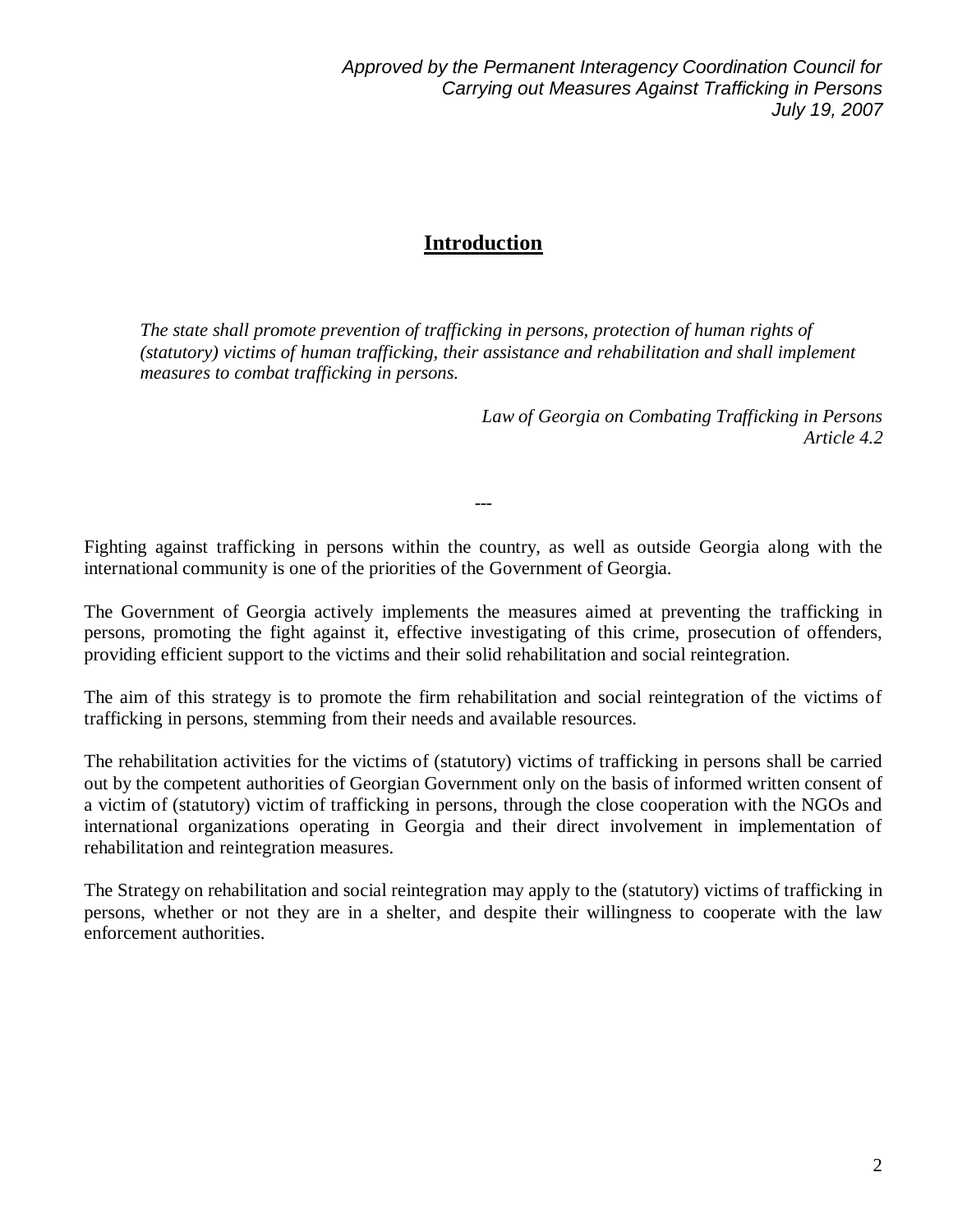*Approved by the Permanent Interagency Coordination Council for Carrying out Measures Against Trafficking in Persons*
*July 19, 2007*

# Introduction

*The state shall promote prevention of trafficking in persons, protection of human rights of (statutory) victims of human trafficking, their assistance and rehabilitation and shall implement measures to combat trafficking in persons.*

*Law of Georgia on Combating Trafficking in Persons*
*Article 4.2*

---

Fighting against trafficking in persons within the country, as well as outside Georgia along with the international community is one of the priorities of the Government of Georgia.

The Government of Georgia actively implements the measures aimed at preventing the trafficking in persons, promoting the fight against it, effective investigating of this crime, prosecution of offenders, providing efficient support to the victims and their solid rehabilitation and social reintegration.

The aim of this strategy is to promote the firm rehabilitation and social reintegration of the victims of trafficking in persons, stemming from their needs and available resources.

The rehabilitation activities for the victims of (statutory) victims of trafficking in persons shall be carried out by the competent authorities of Georgian Government only on the basis of informed written consent of a victim of (statutory) victim of trafficking in persons, through the close cooperation with the NGOs and international organizations operating in Georgia and their direct involvement in implementation of rehabilitation and reintegration measures.

The Strategy on rehabilitation and social reintegration may apply to the (statutory) victims of trafficking in persons, whether or not they are in a shelter, and despite their willingness to cooperate with the law enforcement authorities.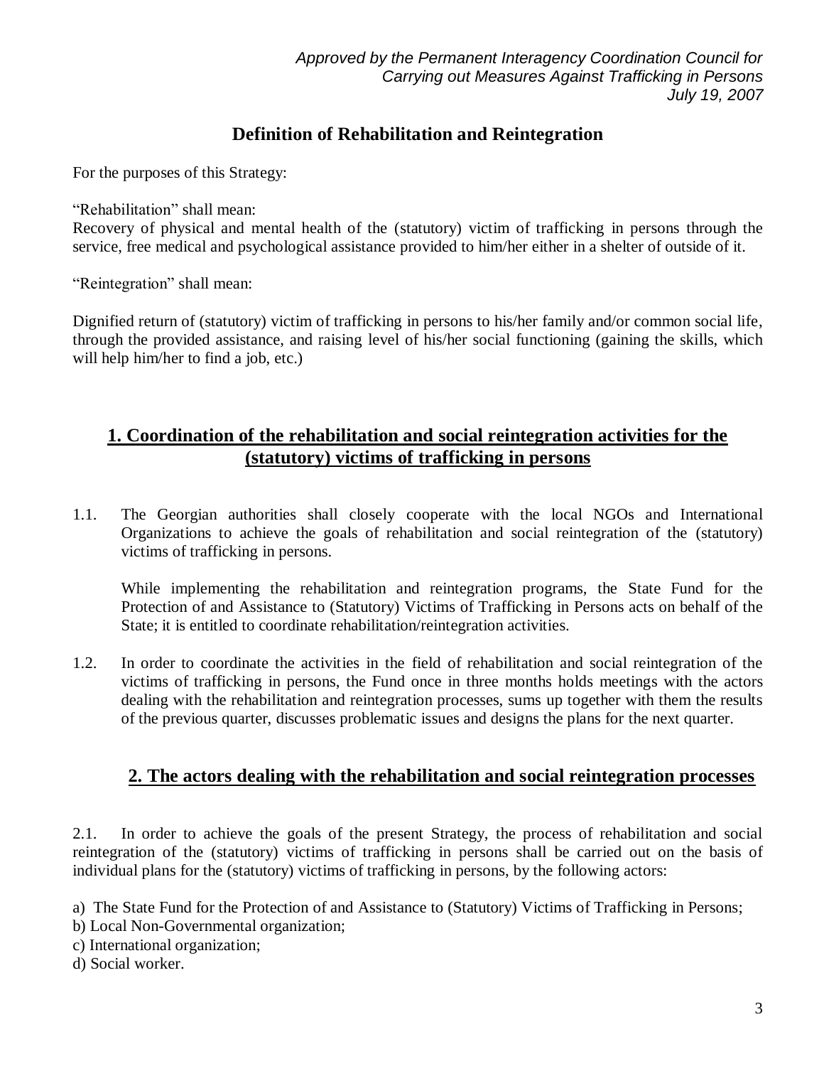*Approved by the Permanent Interagency Coordination Council for Carrying out Measures Against Trafficking in Persons*
*July 19, 2007*

## Definition of Rehabilitation and Reintegration

For the purposes of this Strategy:

"Rehabilitation" shall mean:
Recovery of physical and mental health of the (statutory) victim of trafficking in persons through the service, free medical and psychological assistance provided to him/her either in a shelter of outside of it.

"Reintegration" shall mean:

Dignified return of (statutory) victim of trafficking in persons to his/her family and/or common social life, through the provided assistance, and raising level of his/her social functioning (gaining the skills, which will help him/her to find a job, etc.)

## 1. Coordination of the rehabilitation and social reintegration activities for the (statutory) victims of trafficking in persons

1.1. The Georgian authorities shall closely cooperate with the local NGOs and International Organizations to achieve the goals of rehabilitation and social reintegration of the (statutory) victims of trafficking in persons.

While implementing the rehabilitation and reintegration programs, the State Fund for the Protection of and Assistance to (Statutory) Victims of Trafficking in Persons acts on behalf of the State; it is entitled to coordinate rehabilitation/reintegration activities.

1.2. In order to coordinate the activities in the field of rehabilitation and social reintegration of the victims of trafficking in persons, the Fund once in three months holds meetings with the actors dealing with the rehabilitation and reintegration processes, sums up together with them the results of the previous quarter, discusses problematic issues and designs the plans for the next quarter.

## 2. The actors dealing with the rehabilitation and social reintegration processes

2.1. In order to achieve the goals of the present Strategy, the process of rehabilitation and social reintegration of the (statutory) victims of trafficking in persons shall be carried out on the basis of individual plans for the (statutory) victims of trafficking in persons, by the following actors:

a) The State Fund for the Protection of and Assistance to (Statutory) Victims of Trafficking in Persons;
b) Local Non-Governmental organization;
c) International organization;
d) Social worker.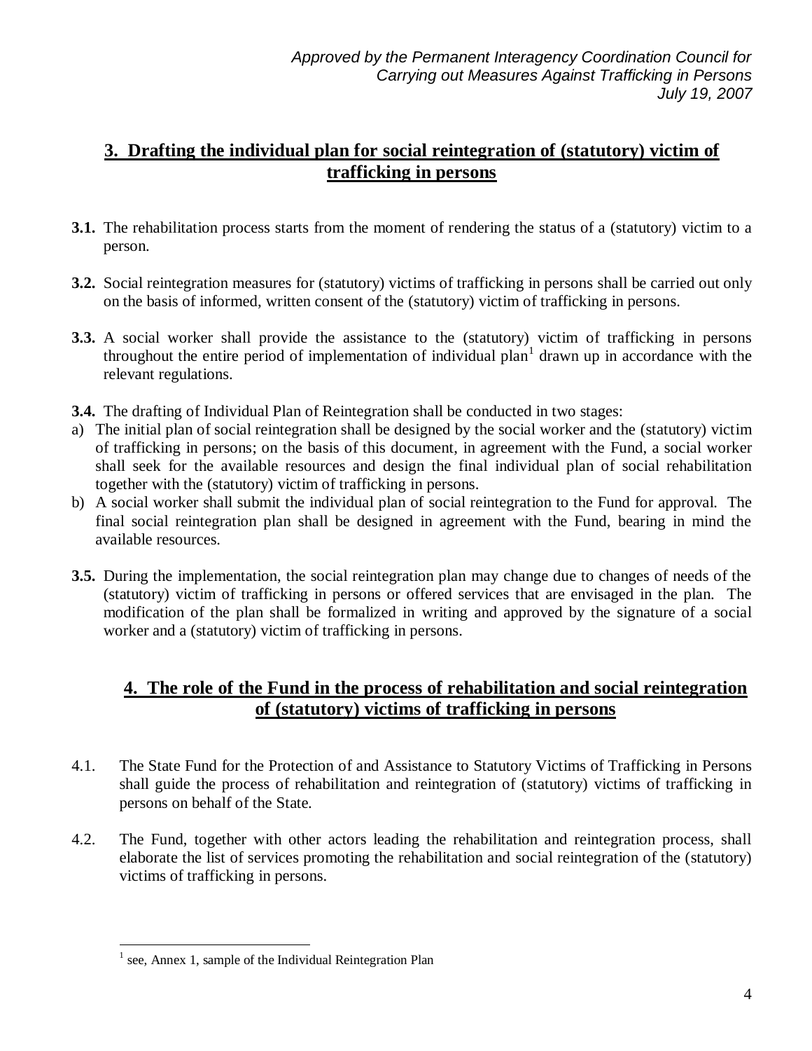*Approved by the Permanent Interagency Coordination Council for Carrying out Measures Against Trafficking in Persons*
*July 19, 2007*

## 3. Drafting the individual plan for social reintegration of (statutory) victim of trafficking in persons

**3.1.** The rehabilitation process starts from the moment of rendering the status of a (statutory) victim to a person.

**3.2.** Social reintegration measures for (statutory) victims of trafficking in persons shall be carried out only on the basis of informed, written consent of the (statutory) victim of trafficking in persons.

**3.3.** A social worker shall provide the assistance to the (statutory) victim of trafficking in persons throughout the entire period of implementation of individual plan[1] drawn up in accordance with the relevant regulations.

**3.4.** The drafting of Individual Plan of Reintegration shall be conducted in two stages:

a) The initial plan of social reintegration shall be designed by the social worker and the (statutory) victim of trafficking in persons; on the basis of this document, in agreement with the Fund, a social worker shall seek for the available resources and design the final individual plan of social rehabilitation together with the (statutory) victim of trafficking in persons.

b) A social worker shall submit the individual plan of social reintegration to the Fund for approval. The final social reintegration plan shall be designed in agreement with the Fund, bearing in mind the available resources.

**3.5.** During the implementation, the social reintegration plan may change due to changes of needs of the (statutory) victim of trafficking in persons or offered services that are envisaged in the plan. The modification of the plan shall be formalized in writing and approved by the signature of a social worker and a (statutory) victim of trafficking in persons.

## 4. The role of the Fund in the process of rehabilitation and social reintegration of (statutory) victims of trafficking in persons

4.1. The State Fund for the Protection of and Assistance to Statutory Victims of Trafficking in Persons shall guide the process of rehabilitation and reintegration of (statutory) victims of trafficking in persons on behalf of the State.

4.2. The Fund, together with other actors leading the rehabilitation and reintegration process, shall elaborate the list of services promoting the rehabilitation and social reintegration of the (statutory) victims of trafficking in persons.

---

[1] see, Annex 1, sample of the Individual Reintegration Plan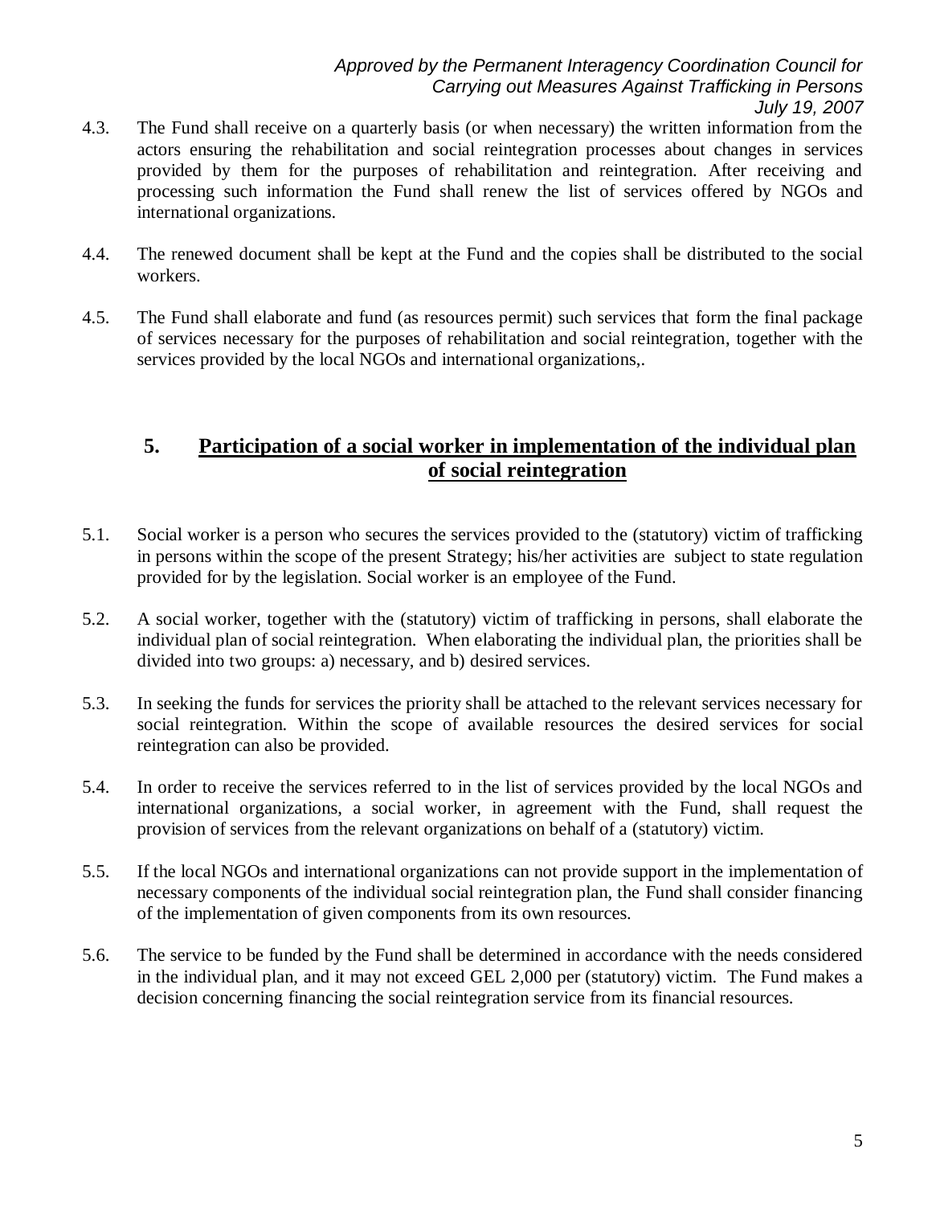4.3. The Fund shall receive on a quarterly basis (or when necessary) the written information from the actors ensuring the rehabilitation and social reintegration processes about changes in services provided by them for the purposes of rehabilitation and reintegration. After receiving and processing such information the Fund shall renew the list of services offered by NGOs and international organizations.

4.4. The renewed document shall be kept at the Fund and the copies shall be distributed to the social workers.

4.5. The Fund shall elaborate and fund (as resources permit) such services that form the final package of services necessary for the purposes of rehabilitation and social reintegration, together with the services provided by the local NGOs and international organizations,.

## 5. Participation of a social worker in implementation of the individual plan of social reintegration

5.1. Social worker is a person who secures the services provided to the (statutory) victim of trafficking in persons within the scope of the present Strategy; his/her activities are subject to state regulation provided for by the legislation. Social worker is an employee of the Fund.

5.2. A social worker, together with the (statutory) victim of trafficking in persons, shall elaborate the individual plan of social reintegration. When elaborating the individual plan, the priorities shall be divided into two groups: a) necessary, and b) desired services.

5.3. In seeking the funds for services the priority shall be attached to the relevant services necessary for social reintegration. Within the scope of available resources the desired services for social reintegration can also be provided.

5.4. In order to receive the services referred to in the list of services provided by the local NGOs and international organizations, a social worker, in agreement with the Fund, shall request the provision of services from the relevant organizations on behalf of a (statutory) victim.

5.5. If the local NGOs and international organizations can not provide support in the implementation of necessary components of the individual social reintegration plan, the Fund shall consider financing of the implementation of given components from its own resources.

5.6. The service to be funded by the Fund shall be determined in accordance with the needs considered in the individual plan, and it may not exceed GEL 2,000 per (statutory) victim. The Fund makes a decision concerning financing the social reintegration service from its financial resources.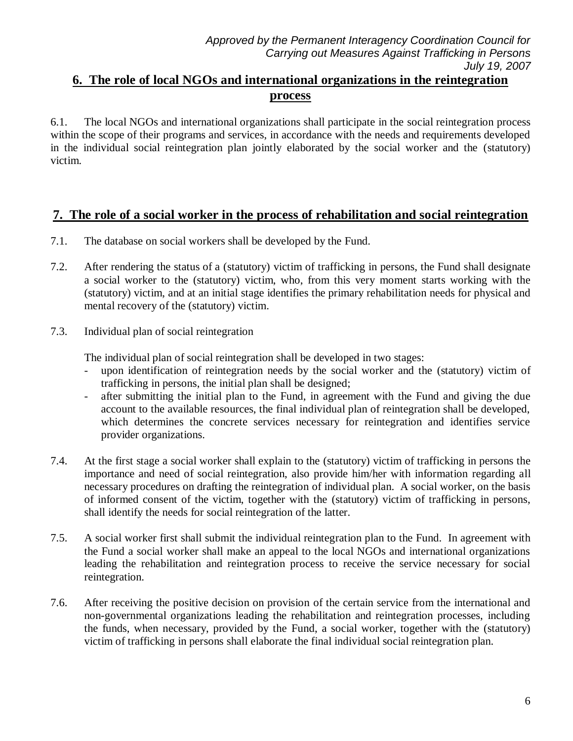*Approved by the Permanent Interagency Coordination Council for Carrying out Measures Against Trafficking in Persons July 19, 2007*

## 6. The role of local NGOs and international organizations in the reintegration process

6.1. The local NGOs and international organizations shall participate in the social reintegration process within the scope of their programs and services, in accordance with the needs and requirements developed in the individual social reintegration plan jointly elaborated by the social worker and the (statutory) victim.

## 7. The role of a social worker in the process of rehabilitation and social reintegration

7.1. The database on social workers shall be developed by the Fund.

7.2. After rendering the status of a (statutory) victim of trafficking in persons, the Fund shall designate a social worker to the (statutory) victim, who, from this very moment starts working with the (statutory) victim, and at an initial stage identifies the primary rehabilitation needs for physical and mental recovery of the (statutory) victim.

7.3. Individual plan of social reintegration

The individual plan of social reintegration shall be developed in two stages:

- upon identification of reintegration needs by the social worker and the (statutory) victim of trafficking in persons, the initial plan shall be designed;
- after submitting the initial plan to the Fund, in agreement with the Fund and giving the due account to the available resources, the final individual plan of reintegration shall be developed, which determines the concrete services necessary for reintegration and identifies service provider organizations.

7.4. At the first stage a social worker shall explain to the (statutory) victim of trafficking in persons the importance and need of social reintegration, also provide him/her with information regarding all necessary procedures on drafting the reintegration of individual plan. A social worker, on the basis of informed consent of the victim, together with the (statutory) victim of trafficking in persons, shall identify the needs for social reintegration of the latter.

7.5. A social worker first shall submit the individual reintegration plan to the Fund. In agreement with the Fund a social worker shall make an appeal to the local NGOs and international organizations leading the rehabilitation and reintegration process to receive the service necessary for social reintegration.

7.6. After receiving the positive decision on provision of the certain service from the international and non-governmental organizations leading the rehabilitation and reintegration processes, including the funds, when necessary, provided by the Fund, a social worker, together with the (statutory) victim of trafficking in persons shall elaborate the final individual social reintegration plan.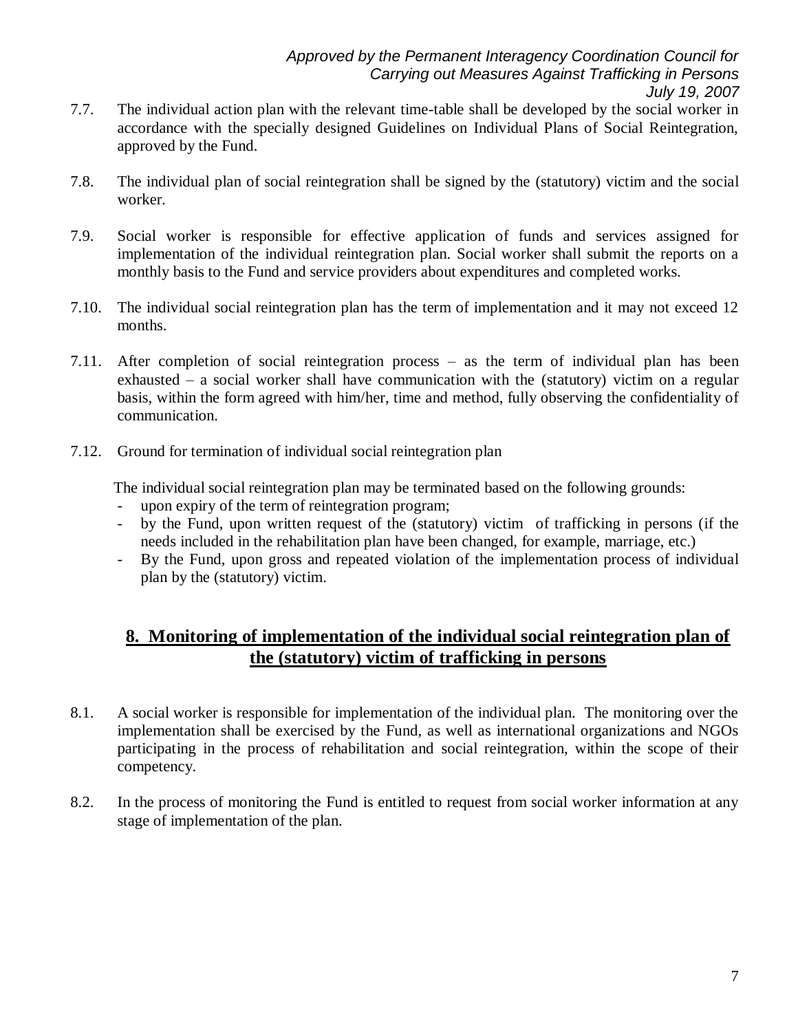7.7. The individual action plan with the relevant time-table shall be developed by the social worker in accordance with the specially designed Guidelines on Individual Plans of Social Reintegration, approved by the Fund.

7.8. The individual plan of social reintegration shall be signed by the (statutory) victim and the social worker.

7.9. Social worker is responsible for effective application of funds and services assigned for implementation of the individual reintegration plan. Social worker shall submit the reports on a monthly basis to the Fund and service providers about expenditures and completed works.

7.10. The individual social reintegration plan has the term of implementation and it may not exceed 12 months.

7.11. After completion of social reintegration process – as the term of individual plan has been exhausted – a social worker shall have communication with the (statutory) victim on a regular basis, within the form agreed with him/her, time and method, fully observing the confidentiality of communication.

7.12. Ground for termination of individual social reintegration plan

The individual social reintegration plan may be terminated based on the following grounds:

- upon expiry of the term of reintegration program;
- by the Fund, upon written request of the (statutory) victim of trafficking in persons (if the needs included in the rehabilitation plan have been changed, for example, marriage, etc.)
- By the Fund, upon gross and repeated violation of the implementation process of individual plan by the (statutory) victim.

## 8. Monitoring of implementation of the individual social reintegration plan of the (statutory) victim of trafficking in persons

8.1. A social worker is responsible for implementation of the individual plan. The monitoring over the implementation shall be exercised by the Fund, as well as international organizations and NGOs participating in the process of rehabilitation and social reintegration, within the scope of their competency.

8.2. In the process of monitoring the Fund is entitled to request from social worker information at any stage of implementation of the plan.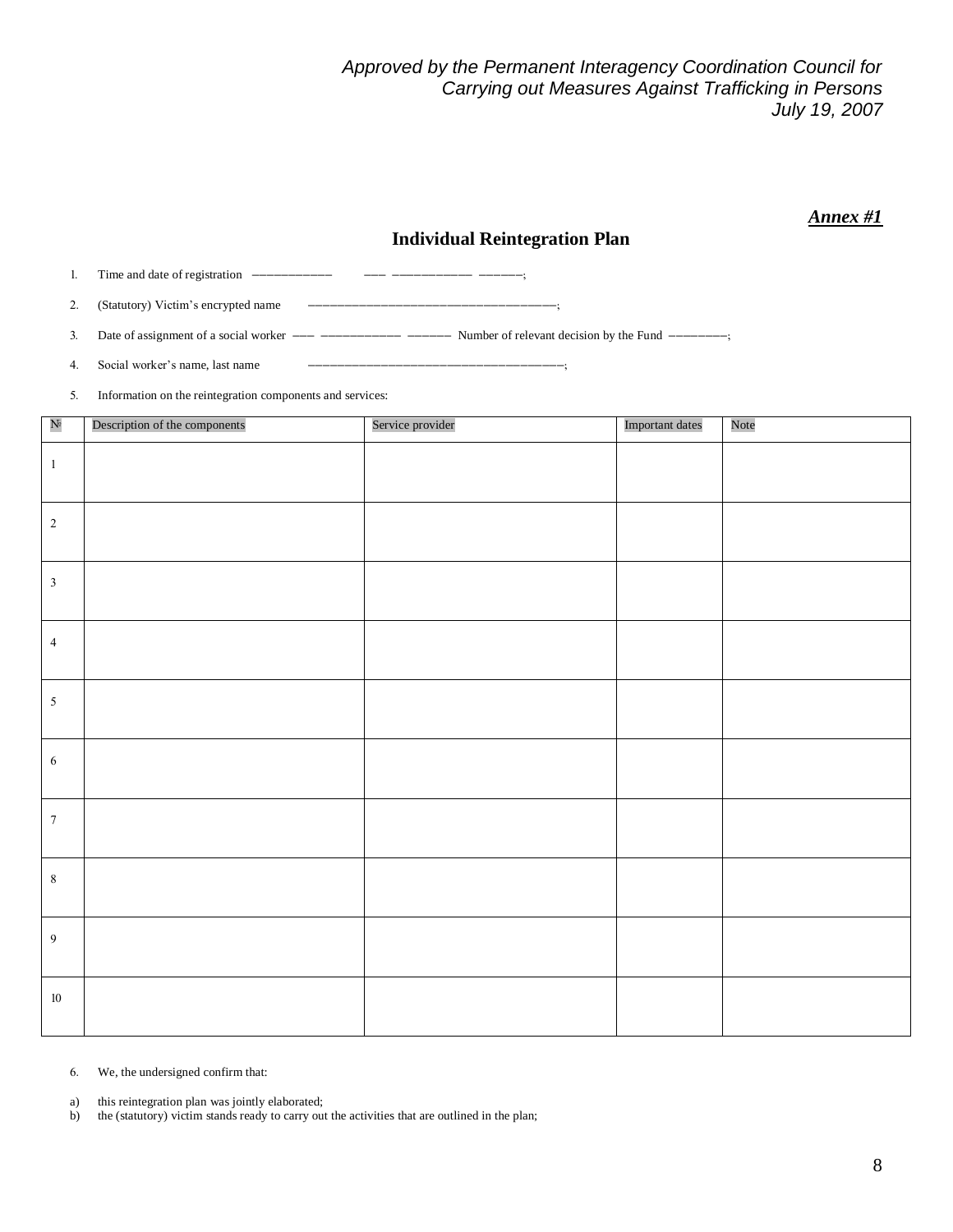*Approved by the Permanent Interagency Coordination Council for Carrying out Measures Against Trafficking in Persons July 19, 2007*

***Annex #1***

## Individual Reintegration Plan

1. Time and date of registration ————————   ——— ———————— ————–;
2. (Statutory) Victim's encrypted name   ————————————————————————;
3. Date of assignment of a social worker ——— ———————— ————— Number of relevant decision by the Fund ———————;
4. Social worker's name, last name   ——————————————————————————;
5. Information on the reintegration components and services:

| № | Description of the components | Service provider | Important dates | Note |
|---|---|---|---|---|
| 1 | | | | |
| 2 | | | | |
| 3 | | | | |
| 4 | | | | |
| 5 | | | | |
| 6 | | | | |
| 7 | | | | |
| 8 | | | | |
| 9 | | | | |
| 10 | | | | |

6. We, the undersigned confirm that:

a) this reintegration plan was jointly elaborated;
b) the (statutory) victim stands ready to carry out the activities that are outlined in the plan;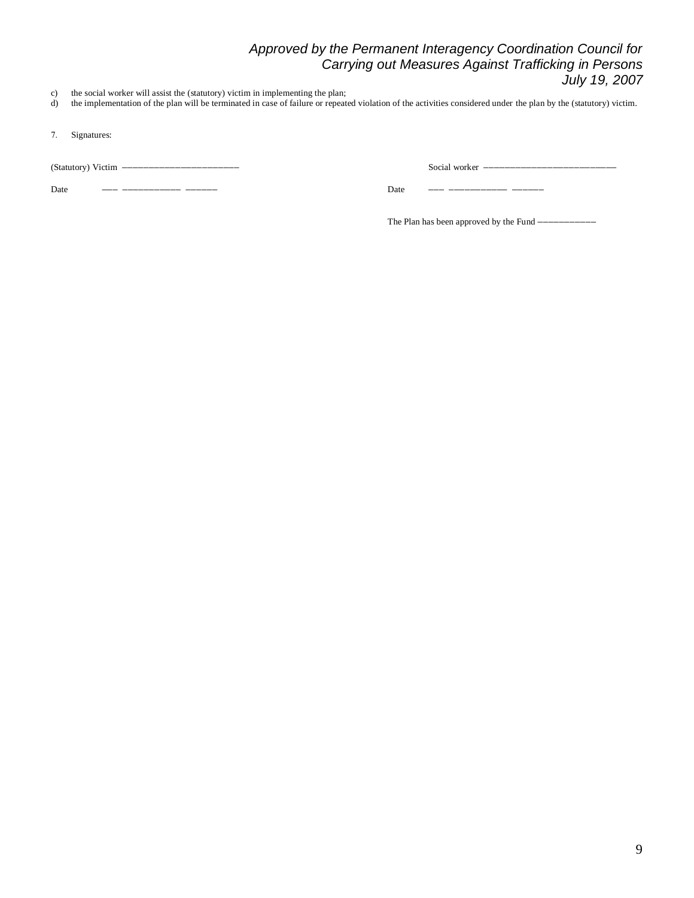c) the social worker will assist the (statutory) victim in implementing the plan;
d) the implementation of the plan will be terminated in case of failure or repeated violation of the activities considered under the plan by the (statutory) victim.

7. Signatures:

(Statutory) Victim ________________________ Social worker ____________________________

Date ___ ____________ ______ Date ___ ____________ ______

The Plan has been approved by the Fund ____________